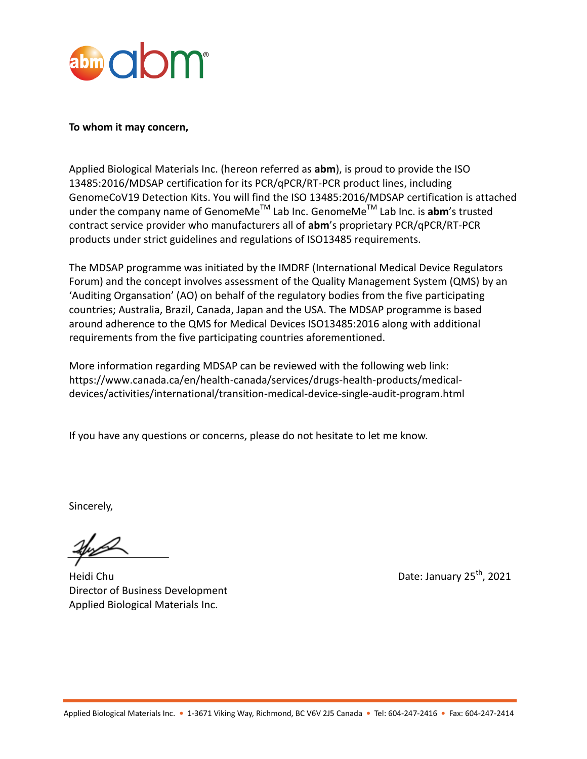**To whom it may concern,**

Applied Biological Materials Inc. (hereon referred as **abm**), is proud to provide the ISO 13485:2016/MDSAP certification for its PCR/qPCR/RT-PCR product lines, including GenomeCoV19 Detection Kits. You will find the ISO 13485:2016/MDSAP certification is attached under the company name of GenomeMe™ Lab Inc. GenomeMe™ Lab Inc. is **abm**'s trusted contract service provider who manufacturers all of **abm**'s proprietary PCR/qPCR/RT-PCR products under strict guidelines and regulations of ISO13485 requirements.

The MDSAP programme was initiated by the IMDRF (International Medical Device Regulators Forum) and the concept involves assessment of the Quality Management System (QMS) by an 'Auditing Organsation' (AO) on behalf of the regulatory bodies from the five participating countries; Australia, Brazil, Canada, Japan and the USA. The MDSAP programme is based around adherence to the QMS for Medical Devices ISO13485:2016 along with additional requirements from the five participating countries aforementioned.

More information regarding MDSAP can be reviewed with the following web link: https://www.canada.ca/en/health-canada/services/drugs-health-products/medical-devices/activities/international/transition-medical-device-single-audit-program.html

If you have any questions or concerns, please do not hesitate to let me know.

Sincerely,

Heidi Chu
Director of Business Development
Applied Biological Materials Inc.

Date: January 25th, 2021

Applied Biological Materials Inc. • 1-3671 Viking Way, Richmond, BC V6V 2J5 Canada • Tel: 604-247-2416 • Fax: 604-247-2414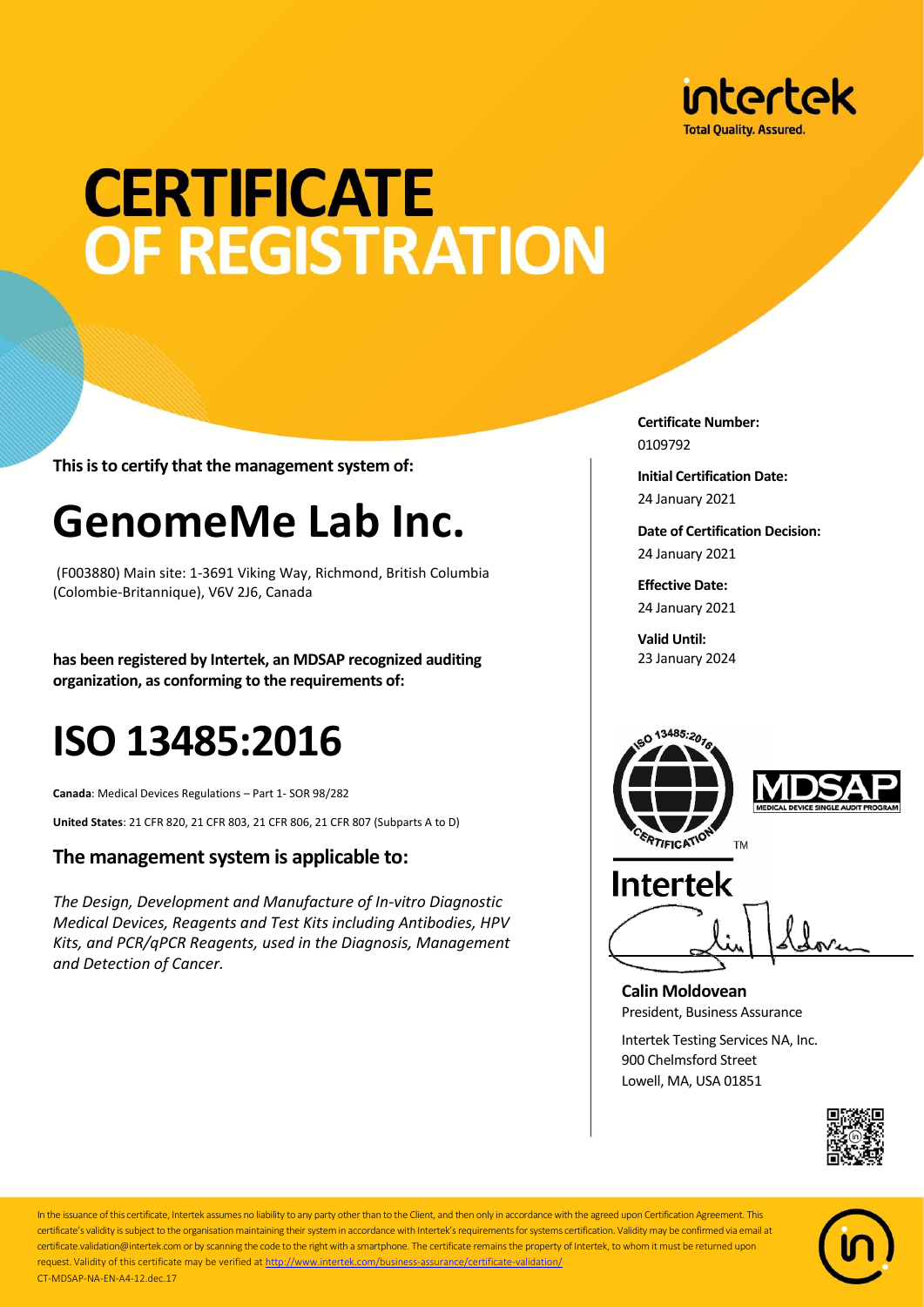intertek
Total Quality. Assured.

# CERTIFICATE OF REGISTRATION

**This is to certify that the management system of:**

# GenomeMe Lab Inc.

(F003880) Main site: 1-3691 Viking Way, Richmond, British Columbia (Colombie-Britannique), V6V 2J6, Canada

**has been registered by Intertek, an MDSAP recognized auditing organization, as conforming to the requirements of:**

# ISO 13485:2016

**Canada**: Medical Devices Regulations – Part 1- SOR 98/282

**United States**: 21 CFR 820, 21 CFR 803, 21 CFR 806, 21 CFR 807 (Subparts A to D)

## The management system is applicable to:

*The Design, Development and Manufacture of In-vitro Diagnostic Medical Devices, Reagents and Test Kits including Antibodies, HPV Kits, and PCR/qPCR Reagents, used in the Diagnosis, Management and Detection of Cancer.*

**Certificate Number:**
0109792

**Initial Certification Date:**
24 January 2021

**Date of Certification Decision:**
24 January 2021

**Effective Date:**
24 January 2021

**Valid Until:**
23 January 2024

ISO 13485:2016 CERTIFICATION TM

MDSAP
MEDICAL DEVICE SINGLE AUDIT PROGRAM

Intertek

**Calin Moldovean**
President, Business Assurance

Intertek Testing Services NA, Inc.
900 Chelmsford Street
Lowell, MA, USA 01851

In the issuance of this certificate, Intertek assumes no liability to any party other than to the Client, and then only in accordance with the agreed upon Certification Agreement. This certificate's validity is subject to the organisation maintaining their system in accordance with Intertek's requirements for systems certification. Validity may be confirmed via email at certificate.validation@intertek.com or by scanning the code to the right with a smartphone. The certificate remains the property of Intertek, to whom it must be returned upon request. Validity of this certificate may be verified at http://www.intertek.com/business-assurance/certificate-validation/

CT-MDSAP-NA-EN-A4-12.dec.17